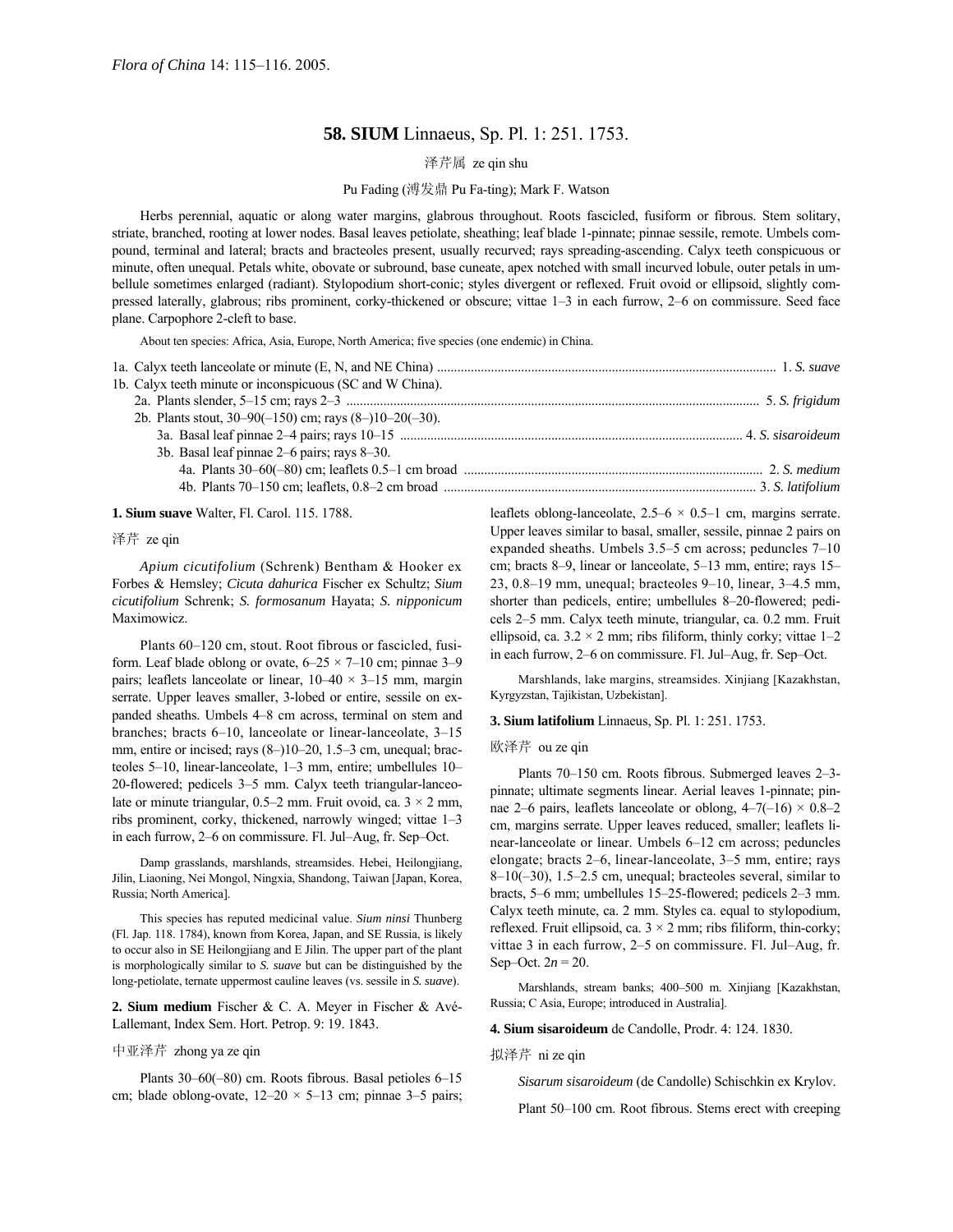*Flora of China* 14: 115–116. 2005.

# 58. SIUM Linnaeus, Sp. Pl. 1: 251. 1753.

泽芹属 ze qin shu

Pu Fading (溥发鼎 Pu Fa-ting); Mark F. Watson

Herbs perennial, aquatic or along water margins, glabrous throughout. Roots fascicled, fusiform or fibrous. Stem solitary, striate, branched, rooting at lower nodes. Basal leaves petiolate, sheathing; leaf blade 1-pinnate; pinnae sessile, remote. Umbels compound, terminal and lateral; bracts and bracteoles present, usually recurved; rays spreading-ascending. Calyx teeth conspicuous or minute, often unequal. Petals white, obovate or subround, base cuneate, apex notched with small incurved lobule, outer petals in umbellule sometimes enlarged (radiant). Stylopodium short-conic; styles divergent or reflexed. Fruit ovoid or ellipsoid, slightly compressed laterally, glabrous; ribs prominent, corky-thickened or obscure; vittae 1–3 in each furrow, 2–6 on commissure. Seed face plane. Carpophore 2-cleft to base.

About ten species: Africa, Asia, Europe, North America; five species (one endemic) in China.

1a. Calyx teeth lanceolate or minute (E, N, and NE China) .................................................. 1. *S. suave*
1b. Calyx teeth minute or inconspicuous (SC and W China).
  2a. Plants slender, 5–15 cm; rays 2–3 .................................................. 5. *S. frigidum*
  2b. Plants stout, 30–90(–150) cm; rays (8–)10–20(–30).
    3a. Basal leaf pinnae 2–4 pairs; rays 10–15 .................................................. 4. *S. sisaroideum*
    3b. Basal leaf pinnae 2–6 pairs; rays 8–30.
      4a. Plants 30–60(–80) cm; leaflets 0.5–1 cm broad .................................................. 2. *S. medium*
      4b. Plants 70–150 cm; leaflets, 0.8–2 cm broad .................................................. 3. *S. latifolium*

**1. Sium suave** Walter, Fl. Carol. 115. 1788.

泽芹 ze qin

*Apium cicutifolium* (Schrenk) Bentham & Hooker ex Forbes & Hemsley; *Cicuta dahurica* Fischer ex Schultz; *Sium cicutifolium* Schrenk; *S. formosanum* Hayata; *S. nipponicum* Maximowicz.

Plants 60–120 cm, stout. Root fibrous or fascicled, fusiform. Leaf blade oblong or ovate, 6–25 × 7–10 cm; pinnae 3–9 pairs; leaflets lanceolate or linear, 10–40 × 3–15 mm, margin serrate. Upper leaves smaller, 3-lobed or entire, sessile on expanded sheaths. Umbels 4–8 cm across, terminal on stem and branches; bracts 6–10, lanceolate or linear-lanceolate, 3–15 mm, entire or incised; rays (8–)10–20, 1.5–3 cm, unequal; bracteoles 5–10, linear-lanceolate, 1–3 mm, entire; umbellules 10–20-flowered; pedicels 3–5 mm. Calyx teeth triangular-lanceolate or minute triangular, 0.5–2 mm. Fruit ovoid, ca. 3 × 2 mm, ribs prominent, corky, thickened, narrowly winged; vittae 1–3 in each furrow, 2–6 on commissure. Fl. Jul–Aug, fr. Sep–Oct.

Damp grasslands, marshlands, streamsides. Hebei, Heilongjiang, Jilin, Liaoning, Nei Mongol, Ningxia, Shandong, Taiwan [Japan, Korea, Russia; North America].

This species has reputed medicinal value. *Sium ninsi* Thunberg (Fl. Jap. 118. 1784), known from Korea, Japan, and SE Russia, is likely to occur also in SE Heilongjiang and E Jilin. The upper part of the plant is morphologically similar to *S. suave* but can be distinguished by the long-petiolate, ternate uppermost cauline leaves (vs. sessile in *S. suave*).

**2. Sium medium** Fischer & C. A. Meyer in Fischer & Avé-Lallemant, Index Sem. Hort. Petrop. 9: 19. 1843.

中亚泽芹 zhong ya ze qin

Plants 30–60(–80) cm. Roots fibrous. Basal petioles 6–15 cm; blade oblong-ovate, 12–20 × 5–13 cm; pinnae 3–5 pairs; leaflets oblong-lanceolate, 2.5–6 × 0.5–1 cm, margins serrate. Upper leaves similar to basal, smaller, sessile, pinnae 2 pairs on expanded sheaths. Umbels 3.5–5 cm across; peduncles 7–10 cm; bracts 8–9, linear or lanceolate, 5–13 mm, entire; rays 15–23, 0.8–19 mm, unequal; bracteoles 9–10, linear, 3–4.5 mm, shorter than pedicels, entire; umbellules 8–20-flowered; pedicels 2–5 mm. Calyx teeth minute, triangular, ca. 0.2 mm. Fruit ellipsoid, ca. 3.2 × 2 mm; ribs filiform, thinly corky; vittae 1–2 in each furrow, 2–6 on commissure. Fl. Jul–Aug, fr. Sep–Oct.

Marshlands, lake margins, streamsides. Xinjiang [Kazakhstan, Kyrgyzstan, Tajikistan, Uzbekistan].

**3. Sium latifolium** Linnaeus, Sp. Pl. 1: 251. 1753.

欧泽芹 ou ze qin

Plants 70–150 cm. Roots fibrous. Submerged leaves 2–3-pinnate; ultimate segments linear. Aerial leaves 1-pinnate; pinnae 2–6 pairs, leaflets lanceolate or oblong, 4–7(–16) × 0.8–2 cm, margins serrate. Upper leaves reduced, smaller; leaflets linear-lanceolate or linear. Umbels 6–12 cm across; peduncles elongate; bracts 2–6, linear-lanceolate, 3–5 mm, entire; rays 8–10(–30), 1.5–2.5 cm, unequal; bracteoles several, similar to bracts, 5–6 mm; umbellules 15–25-flowered; pedicels 2–3 mm. Calyx teeth minute, ca. 2 mm. Styles ca. equal to stylopodium, reflexed. Fruit ellipsoid, ca. 3 × 2 mm; ribs filiform, thin-corky; vittae 3 in each furrow, 2–5 on commissure. Fl. Jul–Aug, fr. Sep–Oct. $2n = 20$.

Marshlands, stream banks; 400–500 m. Xinjiang [Kazakhstan, Russia; C Asia, Europe; introduced in Australia].

**4. Sium sisaroideum** de Candolle, Prodr. 4: 124. 1830.

拟泽芹 ni ze qin

*Sisarum sisaroideum* (de Candolle) Schischkin ex Krylov.

Plant 50–100 cm. Root fibrous. Stems erect with creeping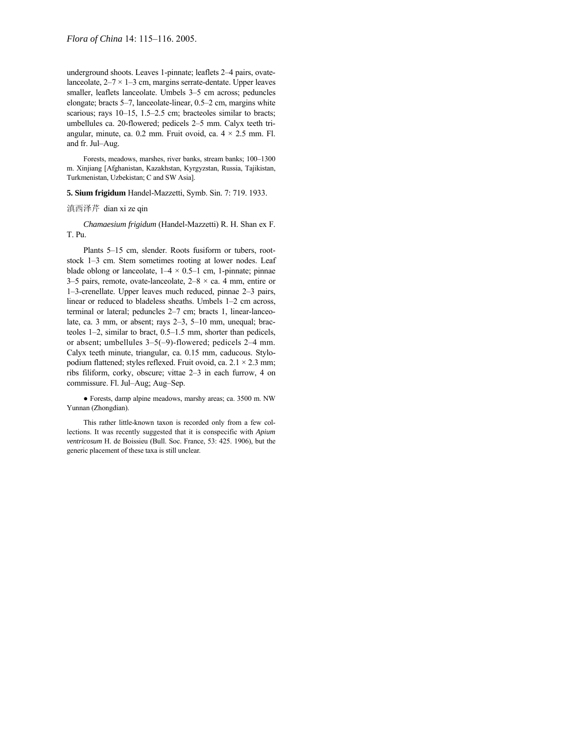underground shoots. Leaves 1-pinnate; leaflets 2–4 pairs, ovate-lanceolate, 2–7 × 1–3 cm, margins serrate-dentate. Upper leaves smaller, leaflets lanceolate. Umbels 3–5 cm across; peduncles elongate; bracts 5–7, lanceolate-linear, 0.5–2 cm, margins white scarious; rays 10–15, 1.5–2.5 cm; bracteoles similar to bracts; umbellules ca. 20-flowered; pedicels 2–5 mm. Calyx teeth triangular, minute, ca. 0.2 mm. Fruit ovoid, ca. 4 × 2.5 mm. Fl. and fr. Jul–Aug.

Forests, meadows, marshes, river banks, stream banks; 100–1300 m. Xinjiang [Afghanistan, Kazakhstan, Kyrgyzstan, Russia, Tajikistan, Turkmenistan, Uzbekistan; C and SW Asia].

**5. Sium frigidum** Handel-Mazzetti, Symb. Sin. 7: 719. 1933.

滇西泽芹 dian xi ze qin

*Chamaesium frigidum* (Handel-Mazzetti) R. H. Shan ex F. T. Pu.

Plants 5–15 cm, slender. Roots fusiform or tubers, rootstock 1–3 cm. Stem sometimes rooting at lower nodes. Leaf blade oblong or lanceolate, 1–4 × 0.5–1 cm, 1-pinnate; pinnae 3–5 pairs, remote, ovate-lanceolate, 2–8 × ca. 4 mm, entire or 1–3-crenellate. Upper leaves much reduced, pinnae 2–3 pairs, linear or reduced to bladeless sheaths. Umbels 1–2 cm across, terminal or lateral; peduncles 2–7 cm; bracts 1, linear-lanceolate, ca. 3 mm, or absent; rays 2–3, 5–10 mm, unequal; bracteoles 1–2, similar to bract, 0.5–1.5 mm, shorter than pedicels, or absent; umbellules 3–5(–9)-flowered; pedicels 2–4 mm. Calyx teeth minute, triangular, ca. 0.15 mm, caducous. Stylopodium flattened; styles reflexed. Fruit ovoid, ca. 2.1 × 2.3 mm; ribs filiform, corky, obscure; vittae 2–3 in each furrow, 4 on commissure. Fl. Jul–Aug; Aug–Sep.

● Forests, damp alpine meadows, marshy areas; ca. 3500 m. NW Yunnan (Zhongdian).

This rather little-known taxon is recorded only from a few collections. It was recently suggested that it is conspecific with *Apium ventricosum* H. de Boissieu (Bull. Soc. France, 53: 425. 1906), but the generic placement of these taxa is still unclear.